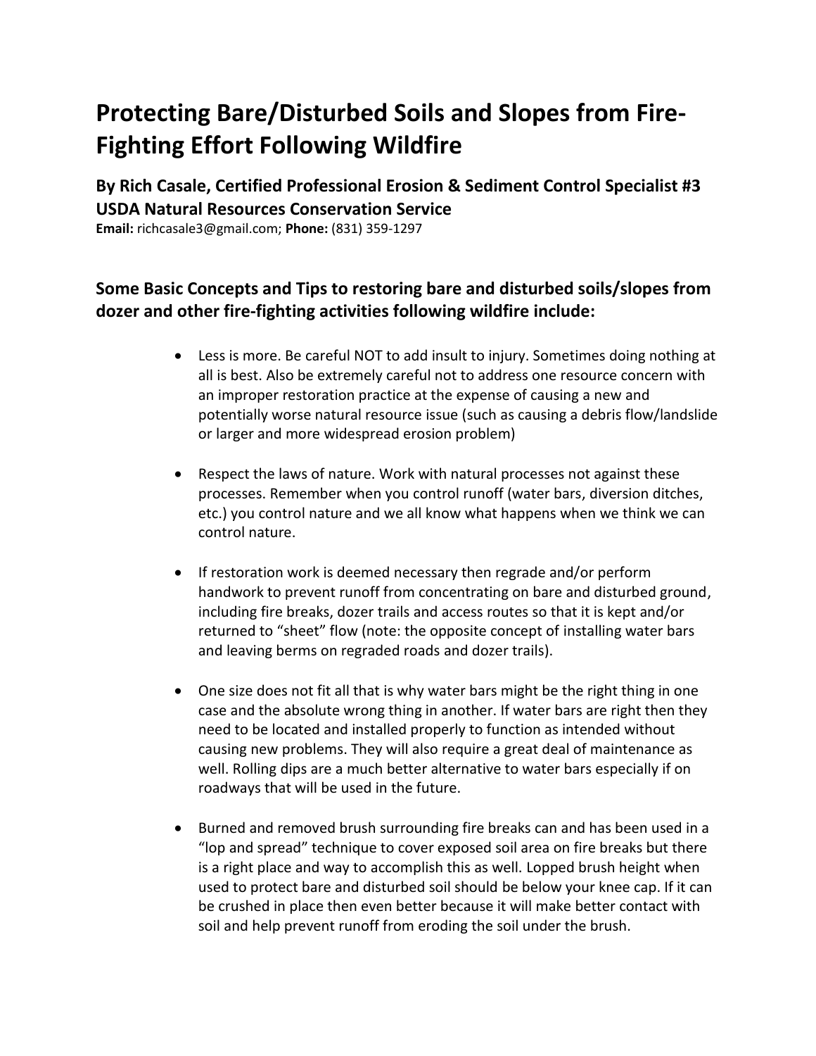# Protecting Bare/Disturbed Soils and Slopes from Fire-Fighting Effort Following Wildfire

### By Rich Casale, Certified Professional Erosion & Sediment Control Specialist #3 USDA Natural Resources Conservation Service

**Email:** richcasale3@gmail.com; **Phone:** (831) 359-1297

### Some Basic Concepts and Tips to restoring bare and disturbed soils/slopes from dozer and other fire-fighting activities following wildfire include:

- Less is more. Be careful NOT to add insult to injury. Sometimes doing nothing at all is best. Also be extremely careful not to address one resource concern with an improper restoration practice at the expense of causing a new and potentially worse natural resource issue (such as causing a debris flow/landslide or larger and more widespread erosion problem)

- Respect the laws of nature. Work with natural processes not against these processes. Remember when you control runoff (water bars, diversion ditches, etc.) you control nature and we all know what happens when we think we can control nature.

- If restoration work is deemed necessary then regrade and/or perform handwork to prevent runoff from concentrating on bare and disturbed ground, including fire breaks, dozer trails and access routes so that it is kept and/or returned to "sheet" flow (note: the opposite concept of installing water bars and leaving berms on regraded roads and dozer trails).

- One size does not fit all that is why water bars might be the right thing in one case and the absolute wrong thing in another. If water bars are right then they need to be located and installed properly to function as intended without causing new problems. They will also require a great deal of maintenance as well. Rolling dips are a much better alternative to water bars especially if on roadways that will be used in the future.

- Burned and removed brush surrounding fire breaks can and has been used in a "lop and spread" technique to cover exposed soil area on fire breaks but there is a right place and way to accomplish this as well. Lopped brush height when used to protect bare and disturbed soil should be below your knee cap. If it can be crushed in place then even better because it will make better contact with soil and help prevent runoff from eroding the soil under the brush.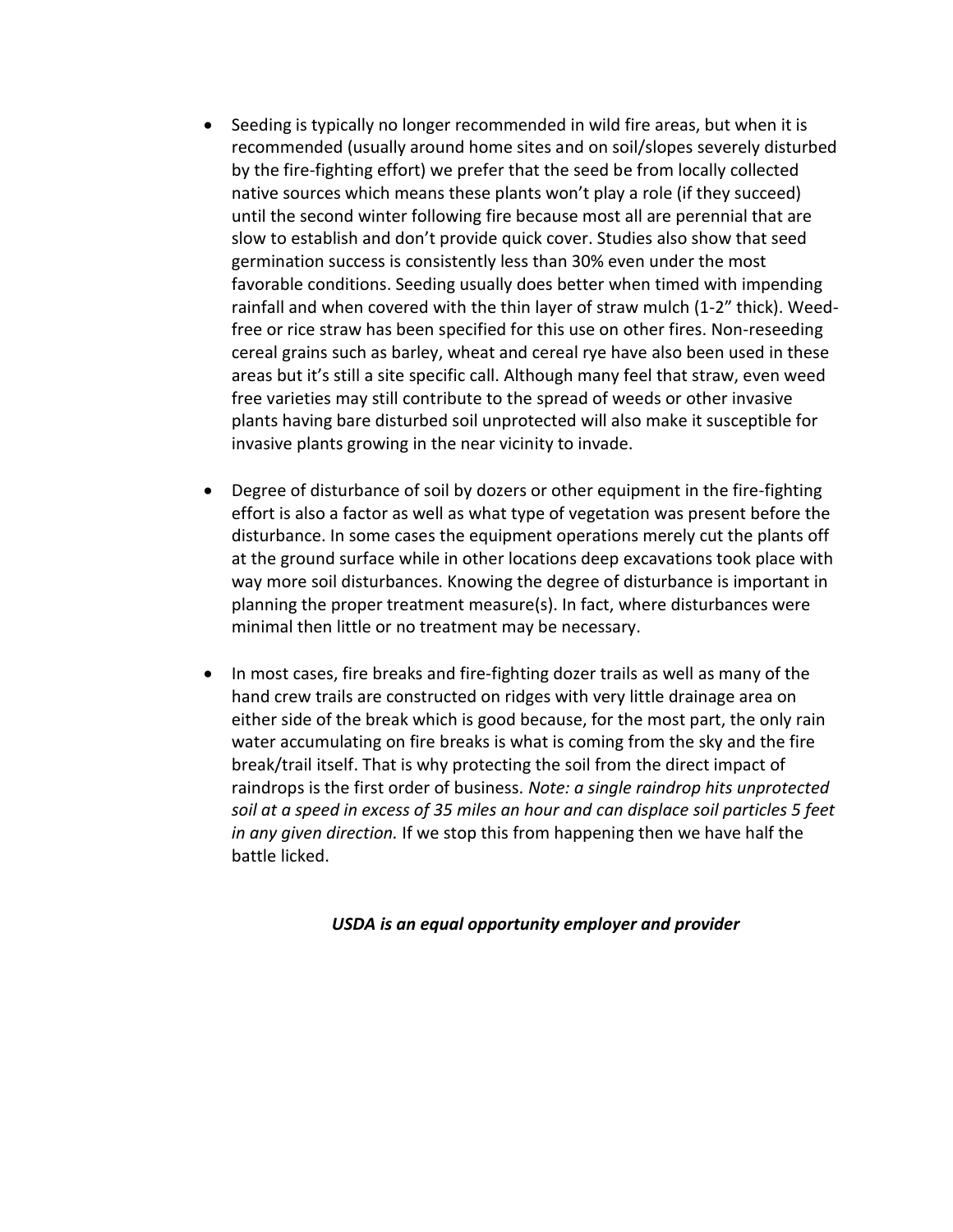- Seeding is typically no longer recommended in wild fire areas, but when it is recommended (usually around home sites and on soil/slopes severely disturbed by the fire-fighting effort) we prefer that the seed be from locally collected native sources which means these plants won't play a role (if they succeed) until the second winter following fire because most all are perennial that are slow to establish and don't provide quick cover. Studies also show that seed germination success is consistently less than 30% even under the most favorable conditions. Seeding usually does better when timed with impending rainfall and when covered with the thin layer of straw mulch (1-2" thick). Weed-free or rice straw has been specified for this use on other fires. Non-reseeding cereal grains such as barley, wheat and cereal rye have also been used in these areas but it's still a site specific call. Although many feel that straw, even weed free varieties may still contribute to the spread of weeds or other invasive plants having bare disturbed soil unprotected will also make it susceptible for invasive plants growing in the near vicinity to invade.

- Degree of disturbance of soil by dozers or other equipment in the fire-fighting effort is also a factor as well as what type of vegetation was present before the disturbance. In some cases the equipment operations merely cut the plants off at the ground surface while in other locations deep excavations took place with way more soil disturbances. Knowing the degree of disturbance is important in planning the proper treatment measure(s). In fact, where disturbances were minimal then little or no treatment may be necessary.

- In most cases, fire breaks and fire-fighting dozer trails as well as many of the hand crew trails are constructed on ridges with very little drainage area on either side of the break which is good because, for the most part, the only rain water accumulating on fire breaks is what is coming from the sky and the fire break/trail itself. That is why protecting the soil from the direct impact of raindrops is the first order of business. *Note: a single raindrop hits unprotected soil at a speed in excess of 35 miles an hour and can displace soil particles 5 feet in any given direction.* If we stop this from happening then we have half the battle licked.

***USDA is an equal opportunity employer and provider***